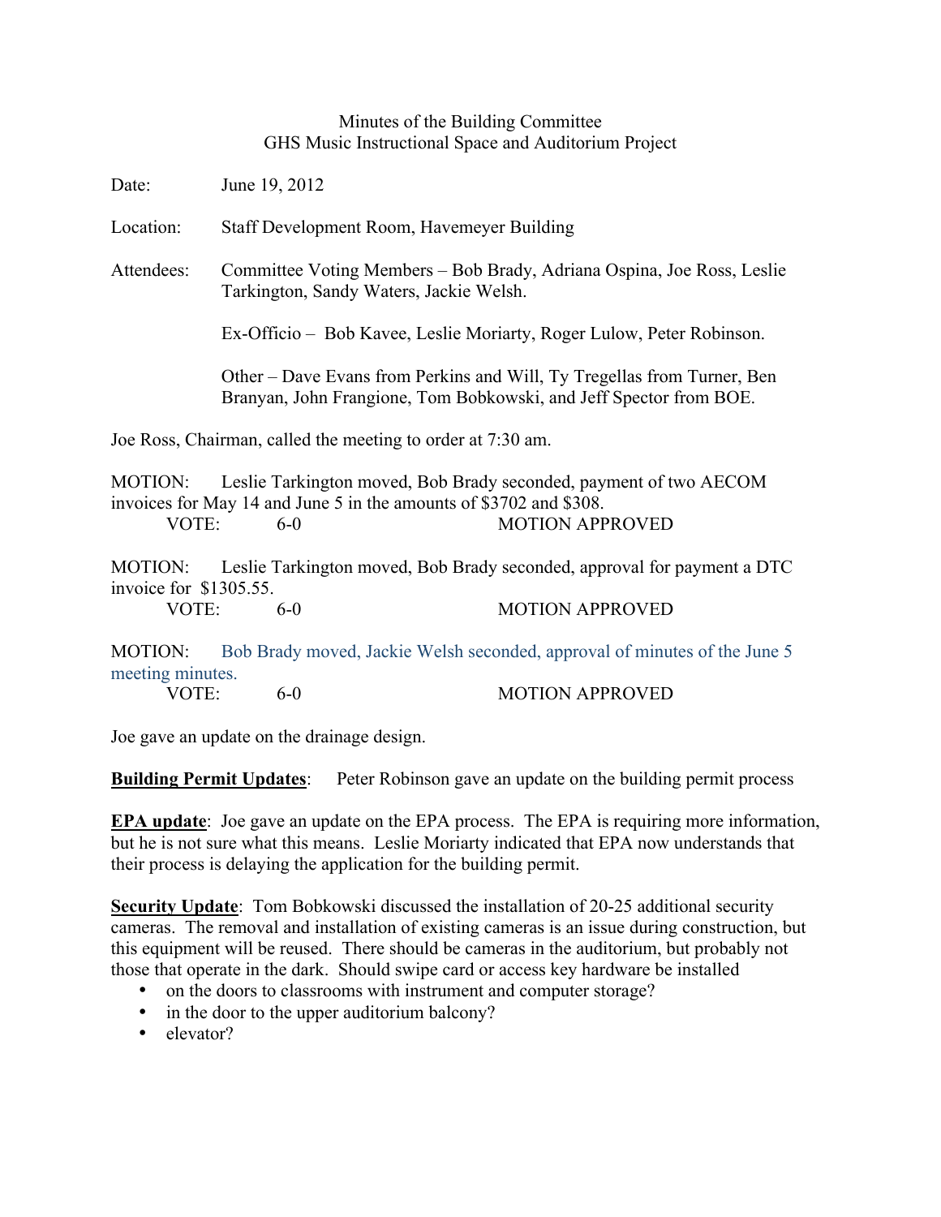# Minutes of the Building Committee
## GHS Music Instructional Space and Auditorium Project

Date: June 19, 2012

Location: Staff Development Room, Havemeyer Building

Attendees: Committee Voting Members – Bob Brady, Adriana Ospina, Joe Ross, Leslie Tarkington, Sandy Waters, Jackie Welsh.

Ex-Officio – Bob Kavee, Leslie Moriarty, Roger Lulow, Peter Robinson.

Other – Dave Evans from Perkins and Will, Ty Tregellas from Turner, Ben Branyan, John Frangione, Tom Bobkowski, and Jeff Spector from BOE.

Joe Ross, Chairman, called the meeting to order at 7:30 am.

MOTION: Leslie Tarkington moved, Bob Brady seconded, payment of two AECOM invoices for May 14 and June 5 in the amounts of $3702 and $308.
VOTE: 6-0 MOTION APPROVED

MOTION: Leslie Tarkington moved, Bob Brady seconded, approval for payment a DTC invoice for $1305.55.
VOTE: 6-0 MOTION APPROVED

MOTION: Bob Brady moved, Jackie Welsh seconded, approval of minutes of the June 5 meeting minutes.
VOTE: 6-0 MOTION APPROVED

Joe gave an update on the drainage design.

**Building Permit Updates**: Peter Robinson gave an update on the building permit process

**EPA update**: Joe gave an update on the EPA process. The EPA is requiring more information, but he is not sure what this means. Leslie Moriarty indicated that EPA now understands that their process is delaying the application for the building permit.

**Security Update**: Tom Bobkowski discussed the installation of 20-25 additional security cameras. The removal and installation of existing cameras is an issue during construction, but this equipment will be reused. There should be cameras in the auditorium, but probably not those that operate in the dark. Should swipe card or access key hardware be installed

- on the doors to classrooms with instrument and computer storage?
- in the door to the upper auditorium balcony?
- elevator?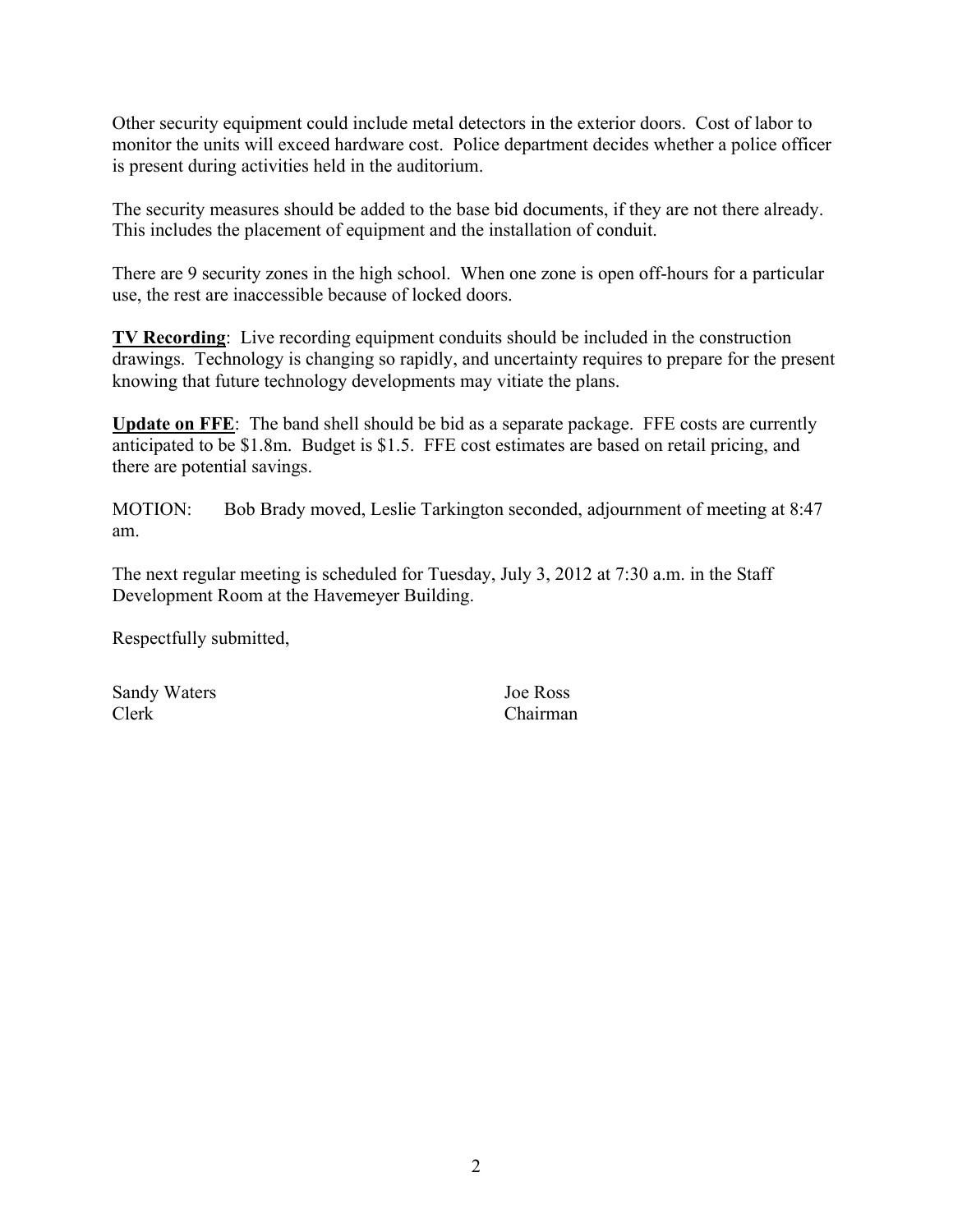Other security equipment could include metal detectors in the exterior doors. Cost of labor to monitor the units will exceed hardware cost. Police department decides whether a police officer is present during activities held in the auditorium.

The security measures should be added to the base bid documents, if they are not there already. This includes the placement of equipment and the installation of conduit.

There are 9 security zones in the high school. When one zone is open off-hours for a particular use, the rest are inaccessible because of locked doors.

**TV Recording**: Live recording equipment conduits should be included in the construction drawings. Technology is changing so rapidly, and uncertainty requires to prepare for the present knowing that future technology developments may vitiate the plans.

**Update on FFE**: The band shell should be bid as a separate package. FFE costs are currently anticipated to be $1.8m. Budget is $1.5. FFE cost estimates are based on retail pricing, and there are potential savings.

MOTION: Bob Brady moved, Leslie Tarkington seconded, adjournment of meeting at 8:47 am.

The next regular meeting is scheduled for Tuesday, July 3, 2012 at 7:30 a.m. in the Staff Development Room at the Havemeyer Building.

Respectfully submitted,

Sandy Waters
Clerk

Joe Ross
Chairman